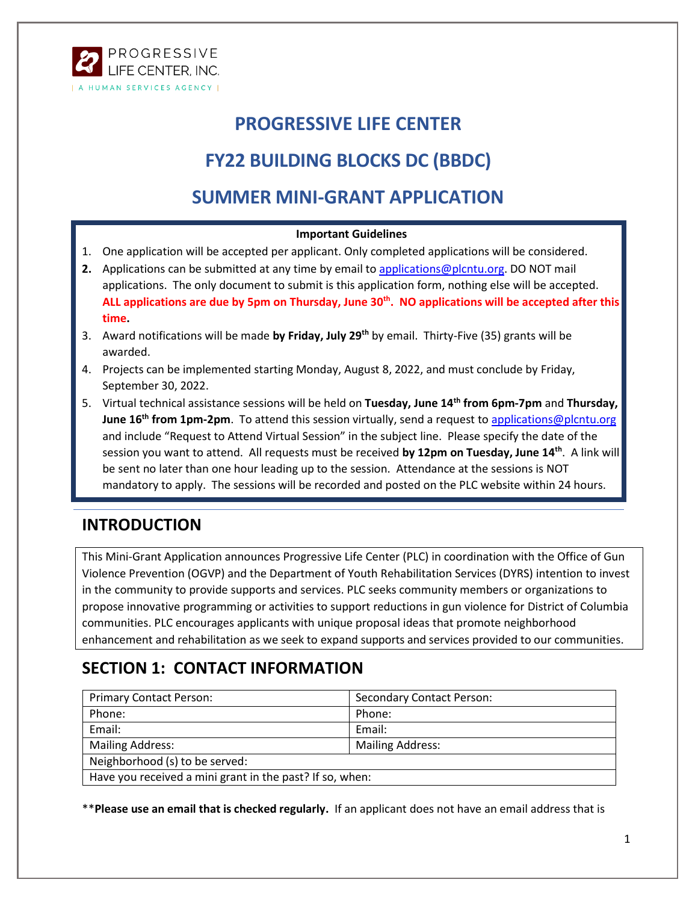PROGRESSIVE LIFE CENTER, INC.
| A HUMAN SERVICES AGENCY |

# PROGRESSIVE LIFE CENTER

# FY22 BUILDING BLOCKS DC (BBDC)

# SUMMER MINI-GRANT APPLICATION

**Important Guidelines**

1. One application will be accepted per applicant. Only completed applications will be considered.
2. Applications can be submitted at any time by email to applications@plcntu.org. DO NOT mail applications. The only document to submit is this application form, nothing else will be accepted. **ALL applications are due by 5pm on Thursday, June 30th. NO applications will be accepted after this time.**
3. Award notifications will be made **by Friday, July 29th** by email. Thirty-Five (35) grants will be awarded.
4. Projects can be implemented starting Monday, August 8, 2022, and must conclude by Friday, September 30, 2022.
5. Virtual technical assistance sessions will be held on **Tuesday, June 14th from 6pm-7pm** and **Thursday, June 16th from 1pm-2pm**. To attend this session virtually, send a request to applications@plcntu.org and include "Request to Attend Virtual Session" in the subject line. Please specify the date of the session you want to attend. All requests must be received **by 12pm on Tuesday, June 14th**. A link will be sent no later than one hour leading up to the session. Attendance at the sessions is NOT mandatory to apply. The sessions will be recorded and posted on the PLC website within 24 hours.

## INTRODUCTION

This Mini-Grant Application announces Progressive Life Center (PLC) in coordination with the Office of Gun Violence Prevention (OGVP) and the Department of Youth Rehabilitation Services (DYRS) intention to invest in the community to provide supports and services. PLC seeks community members or organizations to propose innovative programming or activities to support reductions in gun violence for District of Columbia communities. PLC encourages applicants with unique proposal ideas that promote neighborhood enhancement and rehabilitation as we seek to expand supports and services provided to our communities.

## SECTION 1: CONTACT INFORMATION

| Primary Contact Person: | Secondary Contact Person: |
|---|---|
| Phone: | Phone: |
| Email: | Email: |
| Mailing Address: | Mailing Address: |
| Neighborhood (s) to be served: | |
| Have you received a mini grant in the past? If so, when: | |

\*\***Please use an email that is checked regularly.** If an applicant does not have an email address that is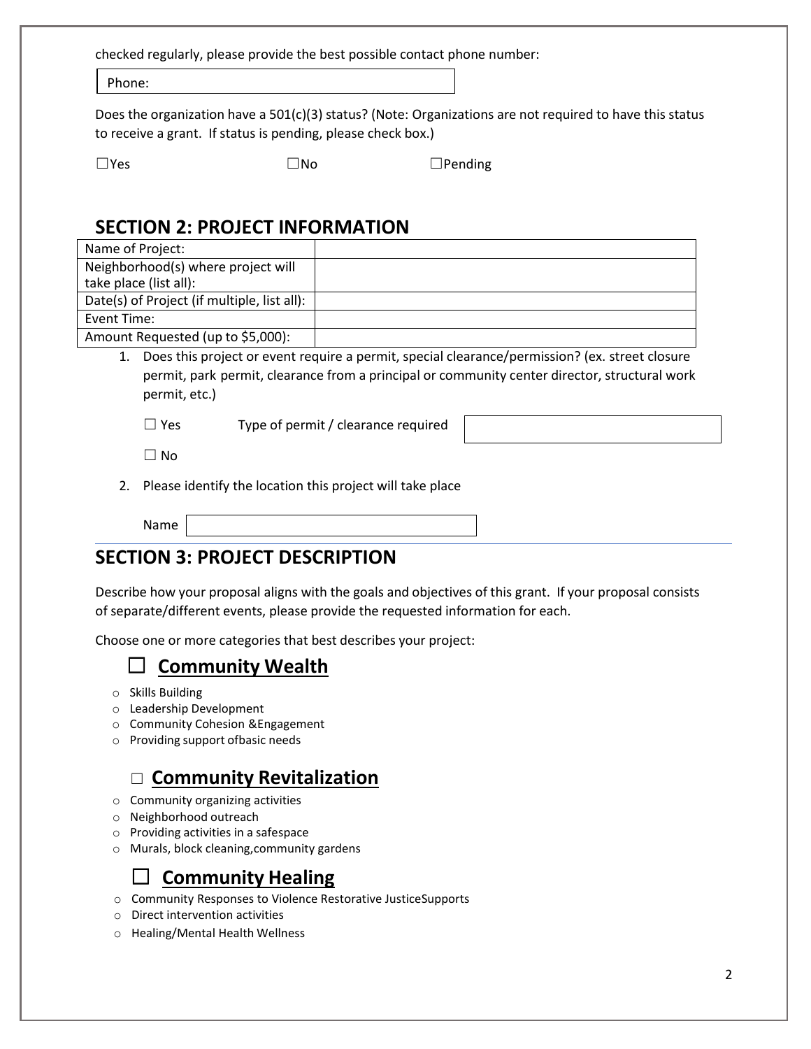checked regularly, please provide the best possible contact phone number:

Phone:

Does the organization have a 501(c)(3) status? (Note: Organizations are not required to have this status to receive a grant. If status is pending, please check box.)

☐Yes ☐No ☐Pending

## SECTION 2: PROJECT INFORMATION

| Name of Project: | |
|---|---|
| Neighborhood(s) where project will take place (list all): | |
| Date(s) of Project (if multiple, list all): | |
| Event Time: | |
| Amount Requested (up to $5,000): | |

1. Does this project or event require a permit, special clearance/permission? (ex. street closure permit, park permit, clearance from a principal or community center director, structural work permit, etc.)

   ☐ Yes Type of permit / clearance required

   ☐ No

2. Please identify the location this project will take place

   Name

## SECTION 3: PROJECT DESCRIPTION

Describe how your proposal aligns with the goals and objectives of this grant. If your proposal consists of separate/different events, please provide the requested information for each.

Choose one or more categories that best describes your project:

### ☐ Community Wealth

- Skills Building
- Leadership Development
- Community Cohesion &Engagement
- Providing support ofbasic needs

### ☐ Community Revitalization

- Community organizing activities
- Neighborhood outreach
- Providing activities in a safespace
- Murals, block cleaning,community gardens

### ☐ Community Healing

- Community Responses to Violence Restorative JusticeSupports
- Direct intervention activities
- Healing/Mental Health Wellness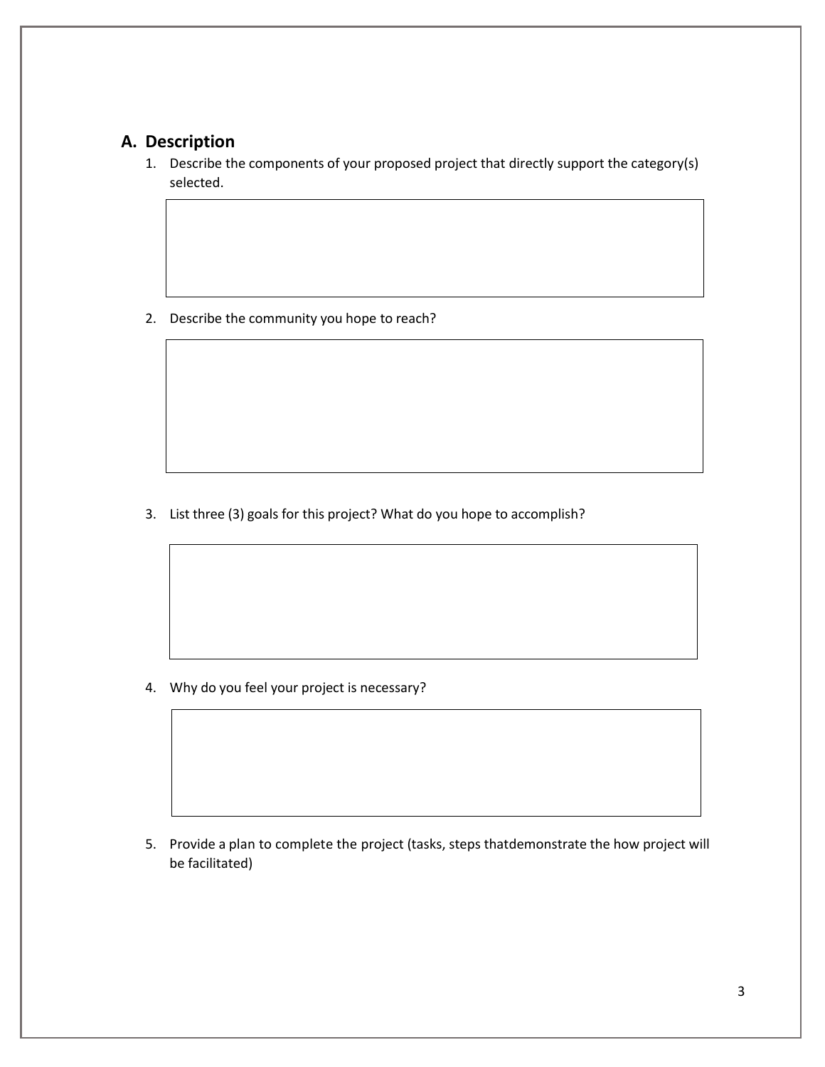## A. Description

1. Describe the components of your proposed project that directly support the category(s) selected.

2. Describe the community you hope to reach?

3. List three (3) goals for this project? What do you hope to accomplish?

4. Why do you feel your project is necessary?

5. Provide a plan to complete the project (tasks, steps thatdemonstrate the how project will be facilitated)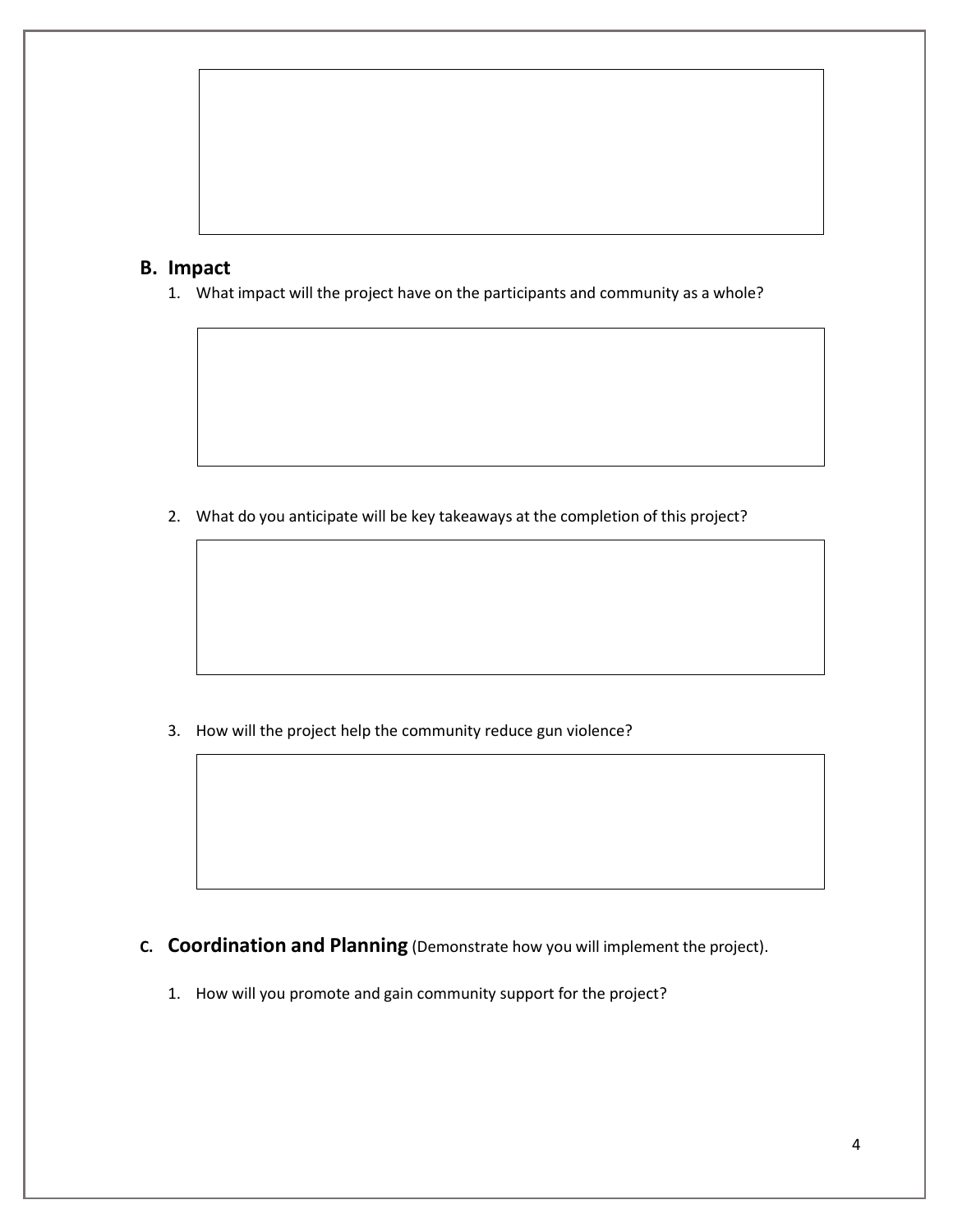## B. Impact

1. What impact will the project have on the participants and community as a whole?

2. What do you anticipate will be key takeaways at the completion of this project?

3. How will the project help the community reduce gun violence?

## C. Coordination and Planning (Demonstrate how you will implement the project).

1. How will you promote and gain community support for the project?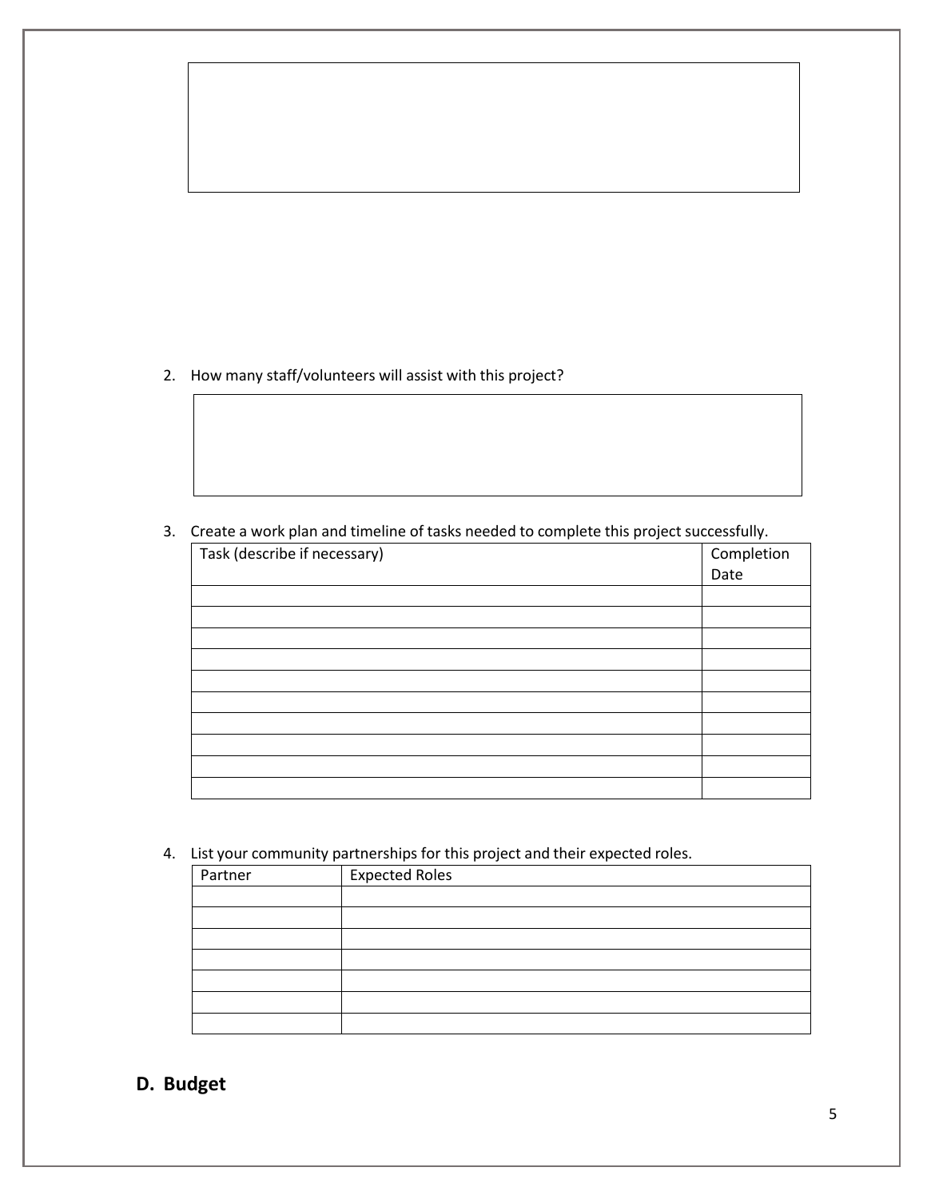2. How many staff/volunteers will assist with this project?

3. Create a work plan and timeline of tasks needed to complete this project successfully.

| Task (describe if necessary) | Completion Date |
|---|---|
| | |
| | |
| | |
| | |
| | |
| | |
| | |
| | |
| | |
| | |

4. List your community partnerships for this project and their expected roles.

| Partner | Expected Roles |
|---|---|
| | |
| | |
| | |
| | |
| | |
| | |
| | |

## D. Budget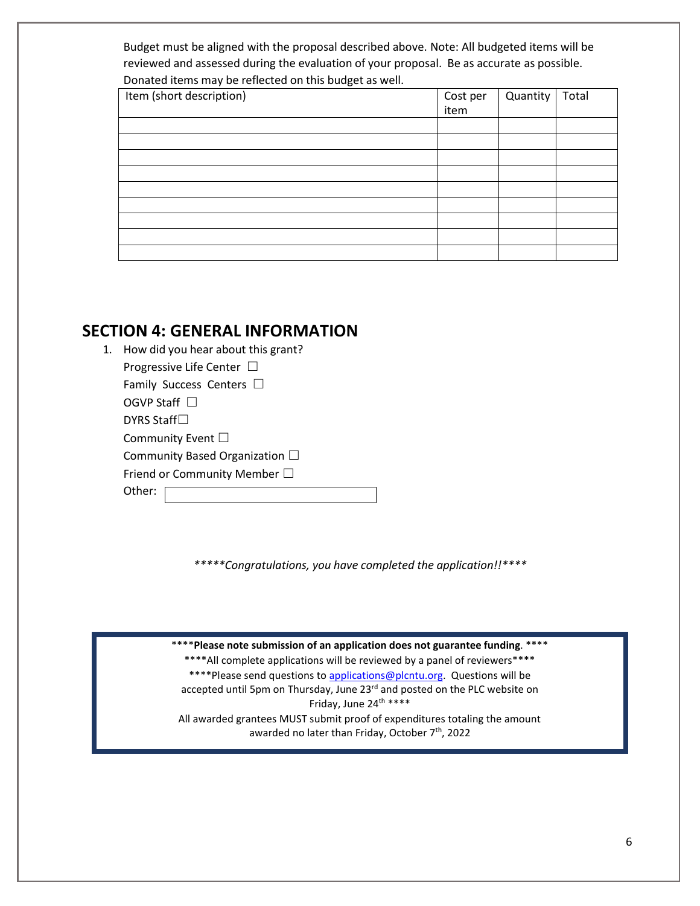Budget must be aligned with the proposal described above. Note: All budgeted items will be reviewed and assessed during the evaluation of your proposal. Be as accurate as possible. Donated items may be reflected on this budget as well.

| Item (short description) | Cost per item | Quantity | Total |
|---|---|---|---|
| | | | |
| | | | |
| | | | |
| | | | |
| | | | |
| | | | |
| | | | |
| | | | |
| | | | |

## SECTION 4: GENERAL INFORMATION

1. How did you hear about this grant?

   Progressive Life Center ☐

   Family Success Centers ☐

   OGVP Staff ☐

   DYRS Staff☐

   Community Event ☐

   Community Based Organization ☐

   Friend or Community Member ☐

   Other: \_\_\_\_\_\_\_\_\_\_\_\_\_\_\_\_\_\_\_\_

*\*\*\*\*\*Congratulations, you have completed the application!!\*\*\*\**

\*\*\*\***Please note submission of an application does not guarantee funding**. \*\*\*\*

\*\*\*\*All complete applications will be reviewed by a panel of reviewers\*\*\*\*

\*\*\*\*Please send questions to applications@plcntu.org. Questions will be accepted until 5pm on Thursday, June 23rd and posted on the PLC website on Friday, June 24th \*\*\*\*

All awarded grantees MUST submit proof of expenditures totaling the amount awarded no later than Friday, October 7th, 2022